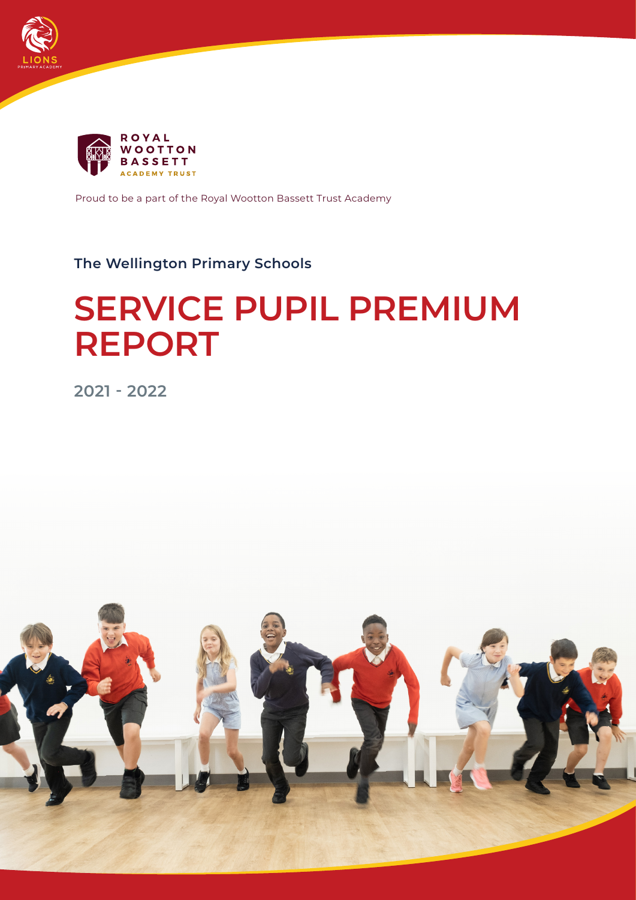LIONS
PRIMARY ACADEMY

ROYAL
WOOTTON
BASSETT
ACADEMY TRUST

Proud to be a part of the Royal Wootton Bassett Trust Academy

**The Wellington Primary Schools**

# SERVICE PUPIL PREMIUM REPORT

## 2021 - 2022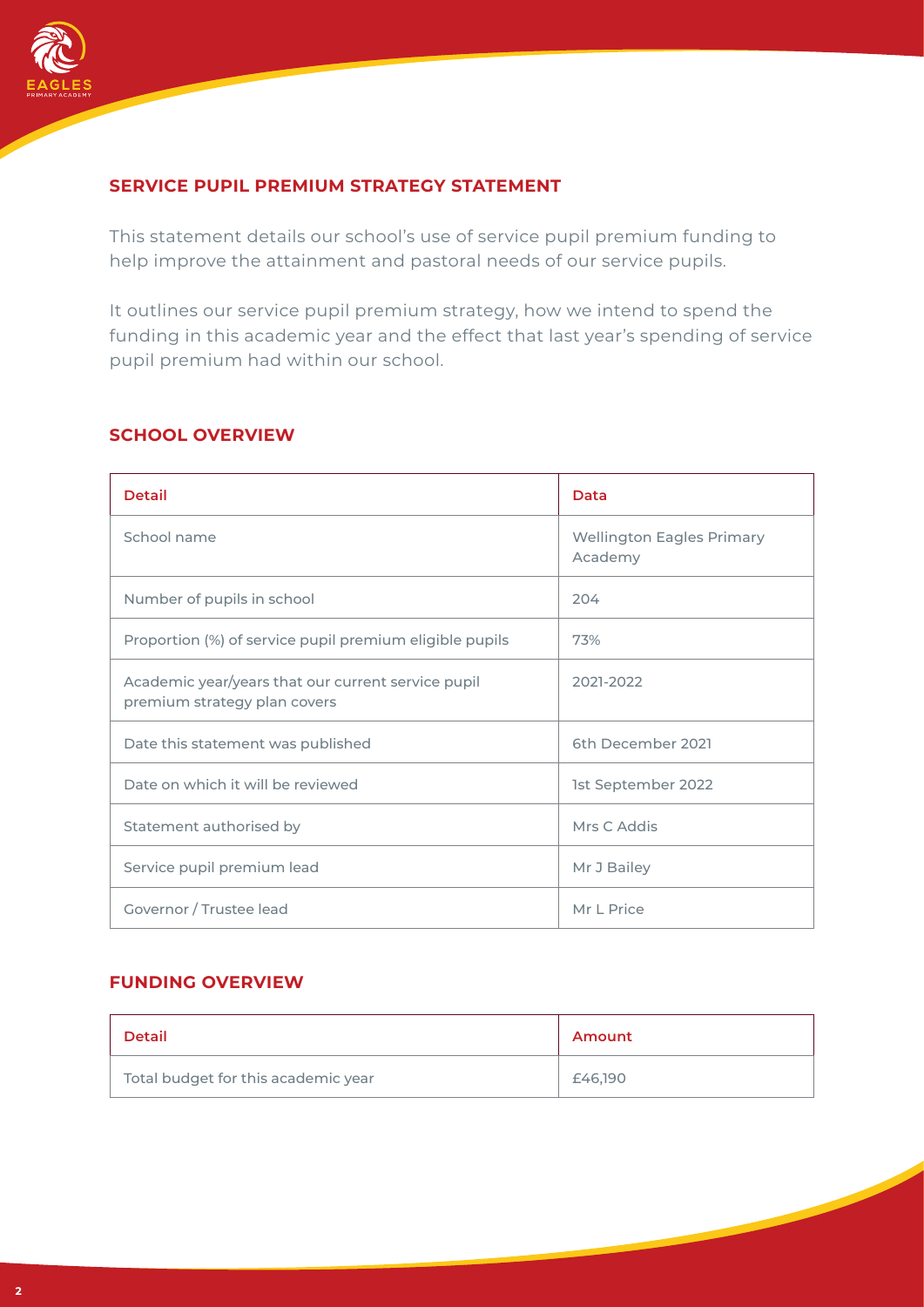## SERVICE PUPIL PREMIUM STRATEGY STATEMENT

This statement details our school's use of service pupil premium funding to help improve the attainment and pastoral needs of our service pupils.

It outlines our service pupil premium strategy, how we intend to spend the funding in this academic year and the effect that last year's spending of service pupil premium had within our school.

## SCHOOL OVERVIEW

| Detail | Data |
|---|---|
| School name | Wellington Eagles Primary Academy |
| Number of pupils in school | 204 |
| Proportion (%) of service pupil premium eligible pupils | 73% |
| Academic year/years that our current service pupil premium strategy plan covers | 2021-2022 |
| Date this statement was published | 6th December 2021 |
| Date on which it will be reviewed | 1st September 2022 |
| Statement authorised by | Mrs C Addis |
| Service pupil premium lead | Mr J Bailey |
| Governor / Trustee lead | Mr L Price |

## FUNDING OVERVIEW

| Detail | Amount |
|---|---|
| Total budget for this academic year | £46,190 |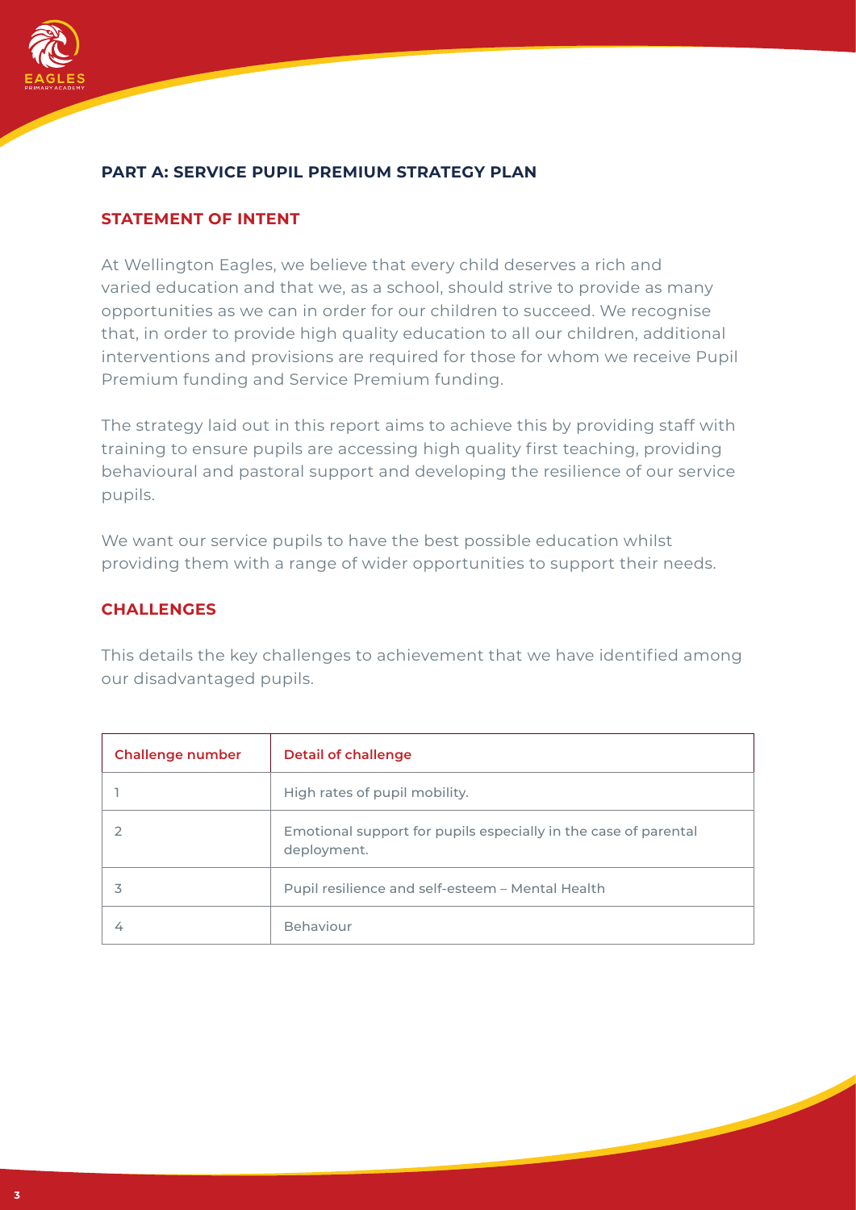## PART A: SERVICE PUPIL PREMIUM STRATEGY PLAN

### STATEMENT OF INTENT

At Wellington Eagles, we believe that every child deserves a rich and varied education and that we, as a school, should strive to provide as many opportunities as we can in order for our children to succeed. We recognise that, in order to provide high quality education to all our children, additional interventions and provisions are required for those for whom we receive Pupil Premium funding and Service Premium funding.

The strategy laid out in this report aims to achieve this by providing staff with training to ensure pupils are accessing high quality first teaching, providing behavioural and pastoral support and developing the resilience of our service pupils.

We want our service pupils to have the best possible education whilst providing them with a range of wider opportunities to support their needs.

### CHALLENGES

This details the key challenges to achievement that we have identified among our disadvantaged pupils.

| Challenge number | Detail of challenge |
| --- | --- |
| 1 | High rates of pupil mobility. |
| 2 | Emotional support for pupils especially in the case of parental deployment. |
| 3 | Pupil resilience and self-esteem – Mental Health |
| 4 | Behaviour |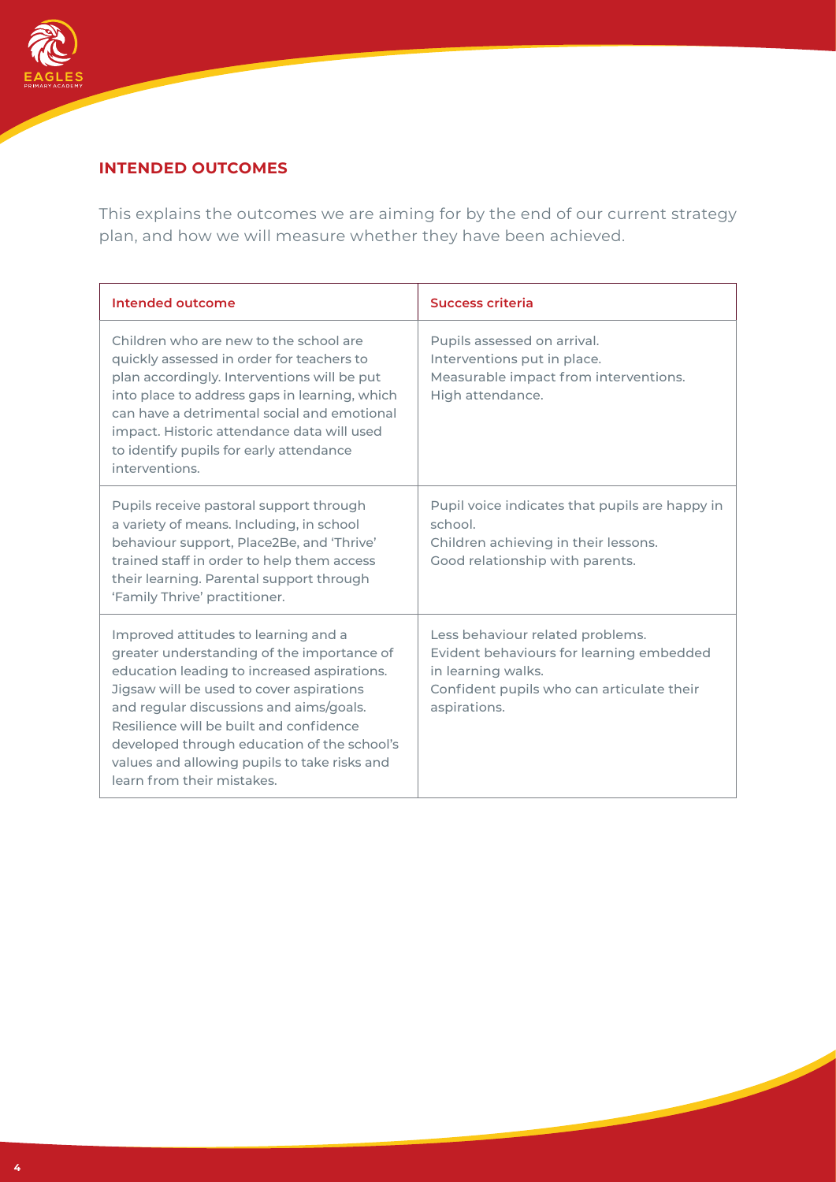## INTENDED OUTCOMES

This explains the outcomes we are aiming for by the end of our current strategy plan, and how we will measure whether they have been achieved.

| Intended outcome | Success criteria |
| --- | --- |
| Children who are new to the school are quickly assessed in order for teachers to plan accordingly. Interventions will be put into place to address gaps in learning, which can have a detrimental social and emotional impact. Historic attendance data will used to identify pupils for early attendance interventions. | Pupils assessed on arrival.<br>Interventions put in place.<br>Measurable impact from interventions.<br>High attendance. |
| Pupils receive pastoral support through a variety of means. Including, in school behaviour support, Place2Be, and 'Thrive' trained staff in order to help them access their learning. Parental support through 'Family Thrive' practitioner. | Pupil voice indicates that pupils are happy in school.<br>Children achieving in their lessons.<br>Good relationship with parents. |
| Improved attitudes to learning and a greater understanding of the importance of education leading to increased aspirations. Jigsaw will be used to cover aspirations and regular discussions and aims/goals. Resilience will be built and confidence developed through education of the school's values and allowing pupils to take risks and learn from their mistakes. | Less behaviour related problems.<br>Evident behaviours for learning embedded in learning walks.<br>Confident pupils who can articulate their aspirations. |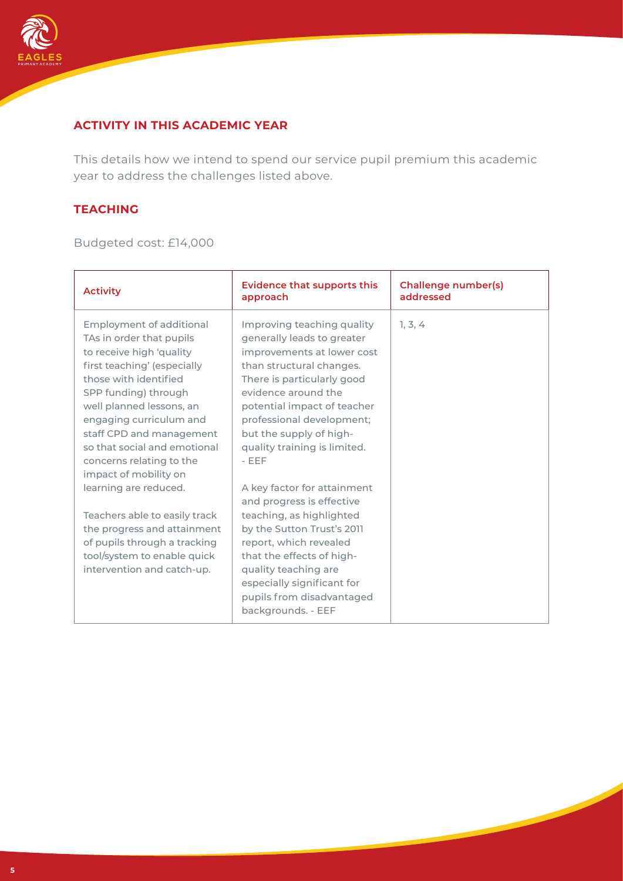## ACTIVITY IN THIS ACADEMIC YEAR

This details how we intend to spend our service pupil premium this academic year to address the challenges listed above.

### TEACHING

Budgeted cost: £14,000

| Activity | Evidence that supports this approach | Challenge number(s) addressed |
|---|---|---|
| Employment of additional TAs in order that pupils to receive high 'quality first teaching' (especially those with identified SPP funding) through well planned lessons, an engaging curriculum and staff CPD and management so that social and emotional concerns relating to the impact of mobility on learning are reduced.<br><br>Teachers able to easily track the progress and attainment of pupils through a tracking tool/system to enable quick intervention and catch-up. | Improving teaching quality generally leads to greater improvements at lower cost than structural changes. There is particularly good evidence around the potential impact of teacher professional development; but the supply of high-quality training is limited. - EEF<br><br>A key factor for attainment and progress is effective teaching, as highlighted by the Sutton Trust's 2011 report, which revealed that the effects of high-quality teaching are especially significant for pupils from disadvantaged backgrounds. - EEF | 1, 3, 4 |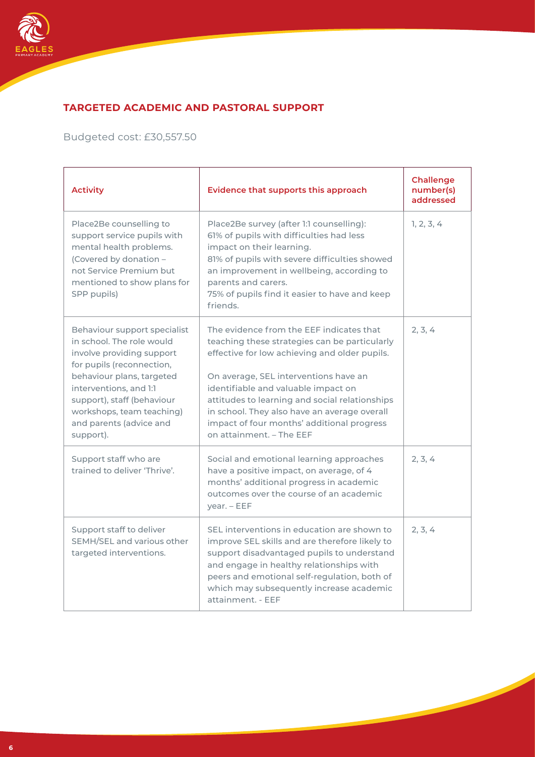## TARGETED ACADEMIC AND PASTORAL SUPPORT

Budgeted cost: £30,557.50

| Activity | Evidence that supports this approach | Challenge number(s) addressed |
| --- | --- | --- |
| Place2Be counselling to support service pupils with mental health problems. (Covered by donation – not Service Premium but mentioned to show plans for SPP pupils) | Place2Be survey (after 1:1 counselling): 61% of pupils with difficulties had less impact on their learning. 81% of pupils with severe difficulties showed an improvement in wellbeing, according to parents and carers. 75% of pupils find it easier to have and keep friends. | 1, 2, 3, 4 |
| Behaviour support specialist in school. The role would involve providing support for pupils (reconnection, behaviour plans, targeted interventions, and 1:1 support), staff (behaviour workshops, team teaching) and parents (advice and support). | The evidence from the EEF indicates that teaching these strategies can be particularly effective for low achieving and older pupils. On average, SEL interventions have an identifiable and valuable impact on attitudes to learning and social relationships in school. They also have an average overall impact of four months' additional progress on attainment. – The EEF | 2, 3, 4 |
| Support staff who are trained to deliver 'Thrive'. | Social and emotional learning approaches have a positive impact, on average, of 4 months' additional progress in academic outcomes over the course of an academic year. – EEF | 2, 3, 4 |
| Support staff to deliver SEMH/SEL and various other targeted interventions. | SEL interventions in education are shown to improve SEL skills and are therefore likely to support disadvantaged pupils to understand and engage in healthy relationships with peers and emotional self-regulation, both of which may subsequently increase academic attainment. - EEF | 2, 3, 4 |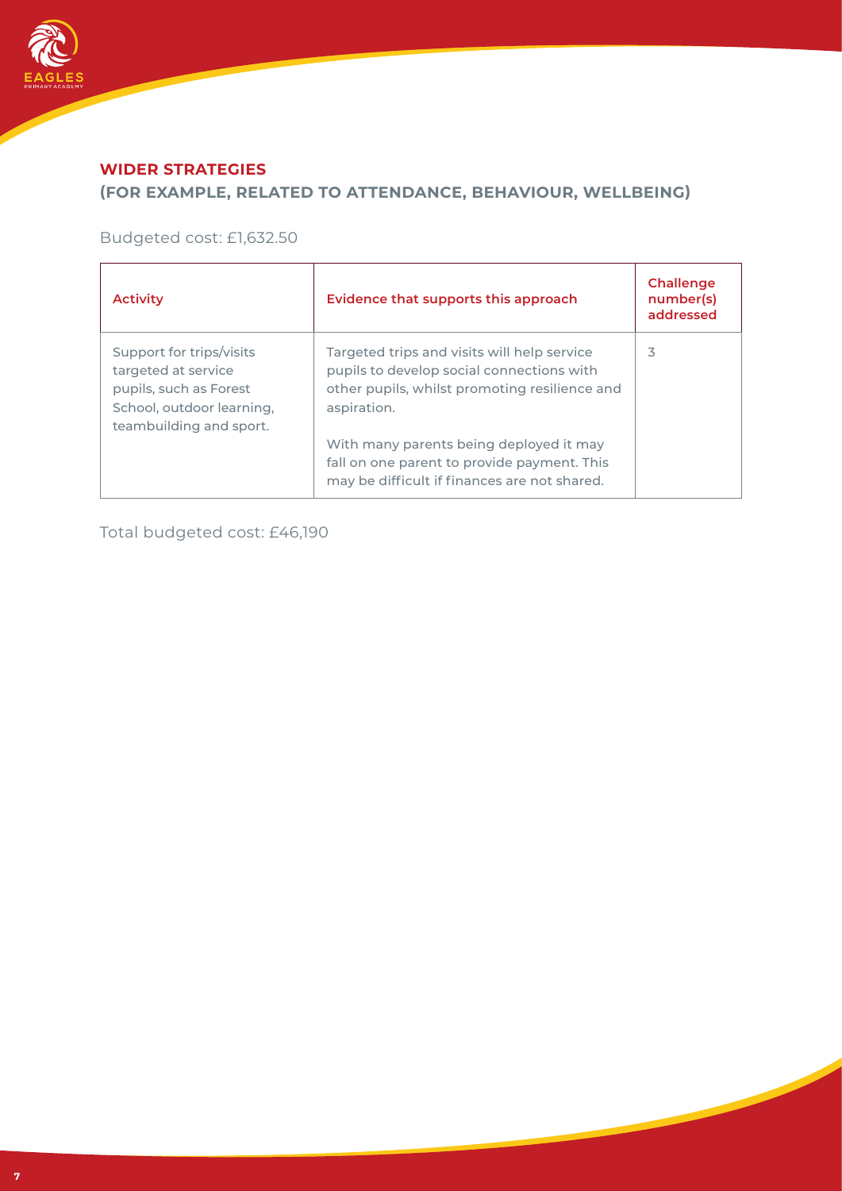## WIDER STRATEGIES

## (FOR EXAMPLE, RELATED TO ATTENDANCE, BEHAVIOUR, WELLBEING)

Budgeted cost: £1,632.50

| Activity | Evidence that supports this approach | Challenge number(s) addressed |
|---|---|---|
| Support for trips/visits targeted at service pupils, such as Forest School, outdoor learning, teambuilding and sport. | Targeted trips and visits will help service pupils to develop social connections with other pupils, whilst promoting resilience and aspiration.<br><br>With many parents being deployed it may fall on one parent to provide payment. This may be difficult if finances are not shared. | 3 |

Total budgeted cost: £46,190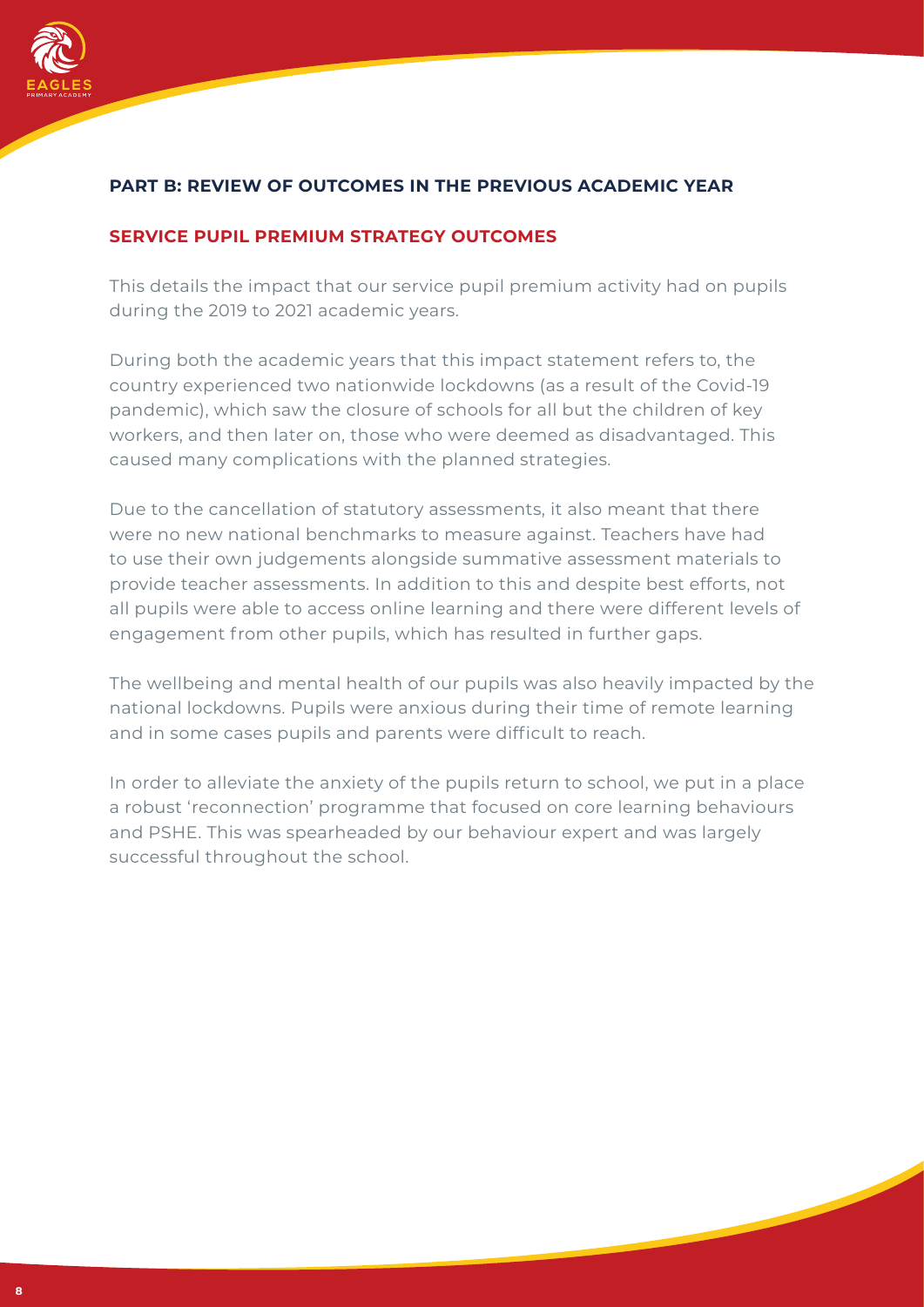## PART B: REVIEW OF OUTCOMES IN THE PREVIOUS ACADEMIC YEAR

### SERVICE PUPIL PREMIUM STRATEGY OUTCOMES

This details the impact that our service pupil premium activity had on pupils during the 2019 to 2021 academic years.

During both the academic years that this impact statement refers to, the country experienced two nationwide lockdowns (as a result of the Covid-19 pandemic), which saw the closure of schools for all but the children of key workers, and then later on, those who were deemed as disadvantaged. This caused many complications with the planned strategies.

Due to the cancellation of statutory assessments, it also meant that there were no new national benchmarks to measure against. Teachers have had to use their own judgements alongside summative assessment materials to provide teacher assessments. In addition to this and despite best efforts, not all pupils were able to access online learning and there were different levels of engagement from other pupils, which has resulted in further gaps.

The wellbeing and mental health of our pupils was also heavily impacted by the national lockdowns. Pupils were anxious during their time of remote learning and in some cases pupils and parents were difficult to reach.

In order to alleviate the anxiety of the pupils return to school, we put in a place a robust 'reconnection' programme that focused on core learning behaviours and PSHE. This was spearheaded by our behaviour expert and was largely successful throughout the school.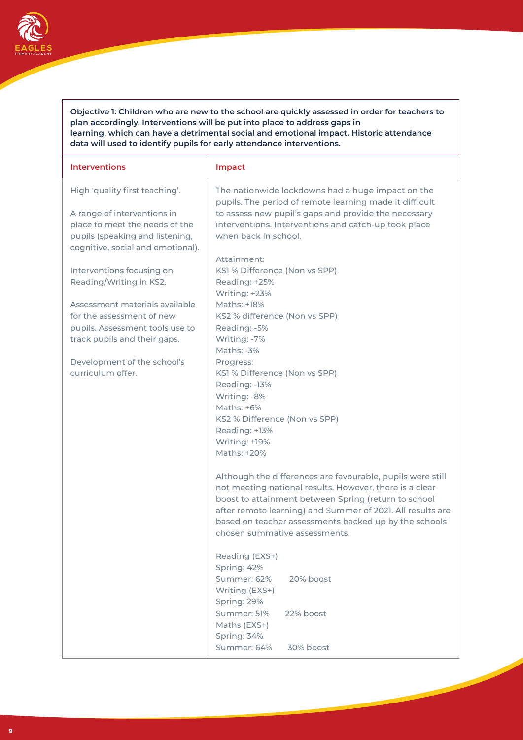| **Objective 1: Children who are new to the school are quickly assessed in order for teachers to plan accordingly. Interventions will be put into place to address gaps in learning, which can have a detrimental social and emotional impact. Historic attendance data will used to identify pupils for early attendance interventions.** | |
|---|---|
| **Interventions** | **Impact** |
| High 'quality first teaching'.<br><br>A range of interventions in place to meet the needs of the pupils (speaking and listening, cognitive, social and emotional).<br><br>Interventions focusing on Reading/Writing in KS2.<br><br>Assessment materials available for the assessment of new pupils. Assessment tools use to track pupils and their gaps.<br><br>Development of the school's curriculum offer. | The nationwide lockdowns had a huge impact on the pupils. The period of remote learning made it difficult to assess new pupil's gaps and provide the necessary interventions. Interventions and catch-up took place when back in school.<br><br>Attainment:<br>KS1 % Difference (Non vs SPP)<br>Reading: +25%<br>Writing: +23%<br>Maths: +18%<br>KS2 % difference (Non vs SPP)<br>Reading: -5%<br>Writing: -7%<br>Maths: -3%<br>Progress:<br>KS1 % Difference (Non vs SPP)<br>Reading: -13%<br>Writing: -8%<br>Maths: +6%<br>KS2 % Difference (Non vs SPP)<br>Reading: +13%<br>Writing: +19%<br>Maths: +20%<br><br>Although the differences are favourable, pupils were still not meeting national results. However, there is a clear boost to attainment between Spring (return to school after remote learning) and Summer of 2021. All results are based on teacher assessments backed up by the schools chosen summative assessments.<br><br>Reading (EXS+)<br>Spring: 42%<br>Summer: 62% 20% boost<br>Writing (EXS+)<br>Spring: 29%<br>Summer: 51% 22% boost<br>Maths (EXS+)<br>Spring: 34%<br>Summer: 64% 30% boost |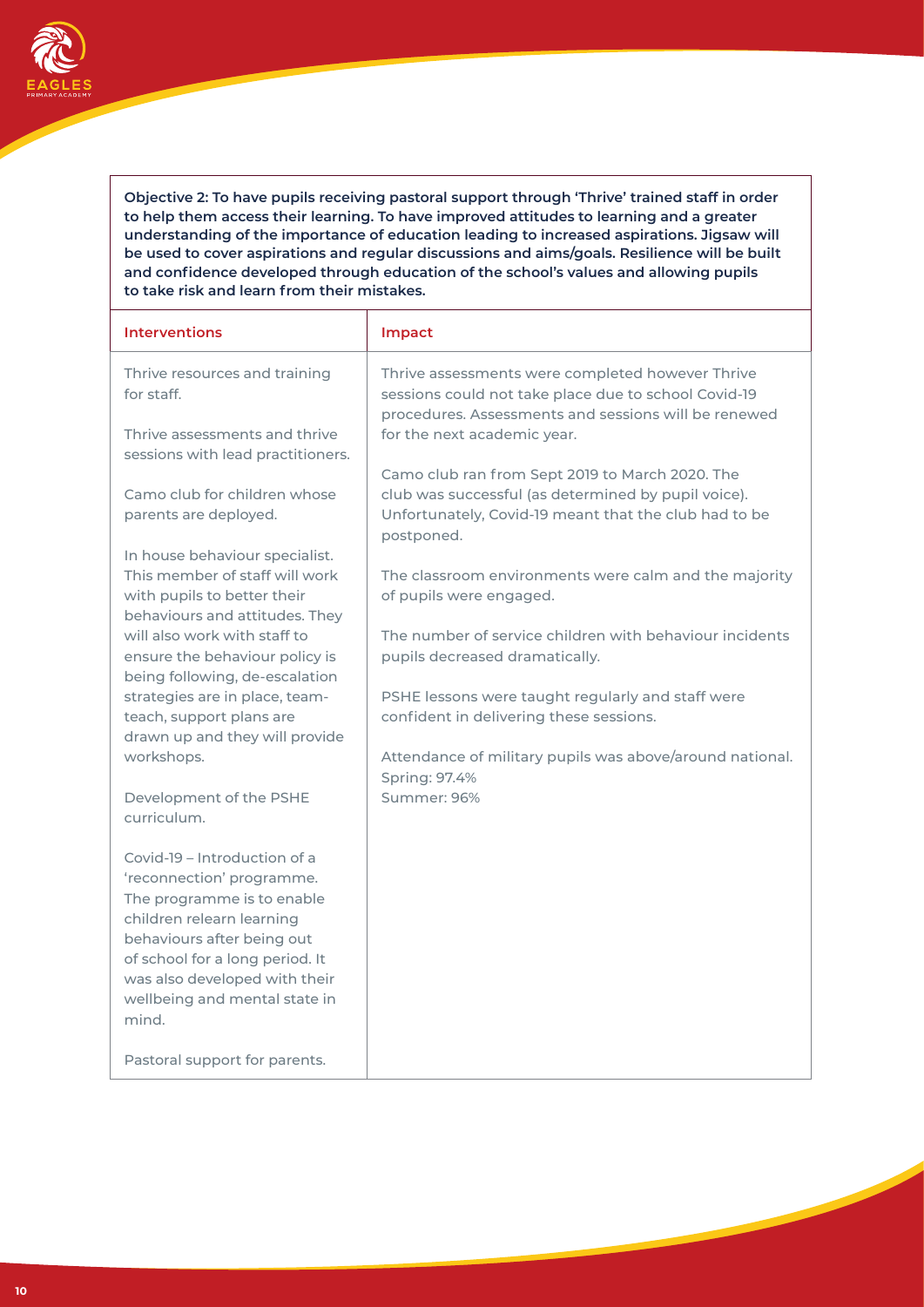**Objective 2: To have pupils receiving pastoral support through 'Thrive' trained staff in order to help them access their learning. To have improved attitudes to learning and a greater understanding of the importance of education leading to increased aspirations. Jigsaw will be used to cover aspirations and regular discussions and aims/goals. Resilience will be built and confidence developed through education of the school's values and allowing pupils to take risk and learn from their mistakes.**

| Interventions | Impact |
|---|---|
| Thrive resources and training for staff.<br><br>Thrive assessments and thrive sessions with lead practitioners.<br><br>Camo club for children whose parents are deployed.<br><br>In house behaviour specialist. This member of staff will work with pupils to better their behaviours and attitudes. They will also work with staff to ensure the behaviour policy is being following, de-escalation strategies are in place, team-teach, support plans are drawn up and they will provide workshops.<br><br>Development of the PSHE curriculum.<br><br>Covid-19 – Introduction of a 'reconnection' programme. The programme is to enable children relearn learning behaviours after being out of school for a long period. It was also developed with their wellbeing and mental state in mind.<br><br>Pastoral support for parents. | Thrive assessments were completed however Thrive sessions could not take place due to school Covid-19 procedures. Assessments and sessions will be renewed for the next academic year.<br><br>Camo club ran from Sept 2019 to March 2020. The club was successful (as determined by pupil voice). Unfortunately, Covid-19 meant that the club had to be postponed.<br><br>The classroom environments were calm and the majority of pupils were engaged.<br><br>The number of service children with behaviour incidents pupils decreased dramatically.<br><br>PSHE lessons were taught regularly and staff were confident in delivering these sessions.<br><br>Attendance of military pupils was above/around national.<br>Spring: 97.4%<br>Summer: 96% |